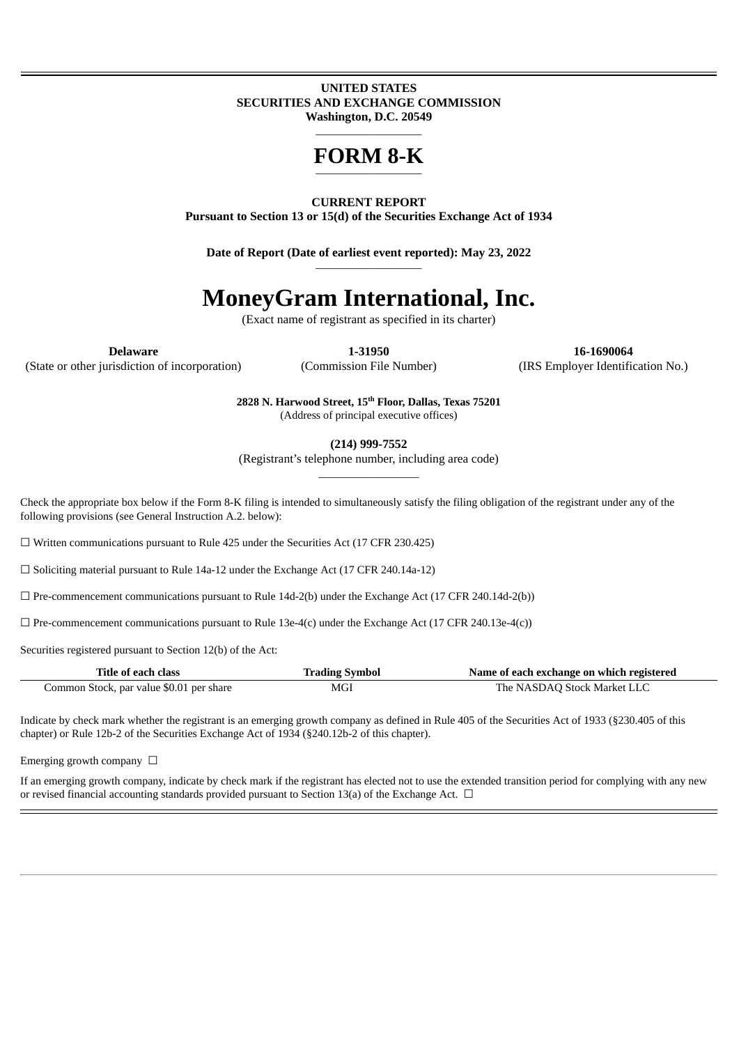**UNITED STATES**
**SECURITIES AND EXCHANGE COMMISSION**
**Washington, D.C. 20549**

# FORM 8-K

**CURRENT REPORT**
**Pursuant to Section 13 or 15(d) of the Securities Exchange Act of 1934**

**Date of Report (Date of earliest event reported): May 23, 2022**

# MoneyGram International, Inc.

(Exact name of registrant as specified in its charter)

| | | |
|---|---|---|
| **Delaware** | **1-31950** | **16-1690064** |
| (State or other jurisdiction of incorporation) | (Commission File Number) | (IRS Employer Identification No.) |

**2828 N. Harwood Street, 15th Floor, Dallas, Texas 75201**
(Address of principal executive offices)

**(214) 999-7552**
(Registrant's telephone number, including area code)

Check the appropriate box below if the Form 8-K filing is intended to simultaneously satisfy the filing obligation of the registrant under any of the following provisions (see General Instruction A.2. below):

☐ Written communications pursuant to Rule 425 under the Securities Act (17 CFR 230.425)

☐ Soliciting material pursuant to Rule 14a-12 under the Exchange Act (17 CFR 240.14a-12)

☐ Pre-commencement communications pursuant to Rule 14d-2(b) under the Exchange Act (17 CFR 240.14d-2(b))

☐ Pre-commencement communications pursuant to Rule 13e-4(c) under the Exchange Act (17 CFR 240.13e-4(c))

Securities registered pursuant to Section 12(b) of the Act:

| Title of each class | Trading Symbol | Name of each exchange on which registered |
|---|---|---|
| Common Stock, par value $0.01 per share | MGI | The NASDAQ Stock Market LLC |

Indicate by check mark whether the registrant is an emerging growth company as defined in Rule 405 of the Securities Act of 1933 (§230.405 of this chapter) or Rule 12b-2 of the Securities Exchange Act of 1934 (§240.12b-2 of this chapter).

Emerging growth company ☐

If an emerging growth company, indicate by check mark if the registrant has elected not to use the extended transition period for complying with any new or revised financial accounting standards provided pursuant to Section 13(a) of the Exchange Act. ☐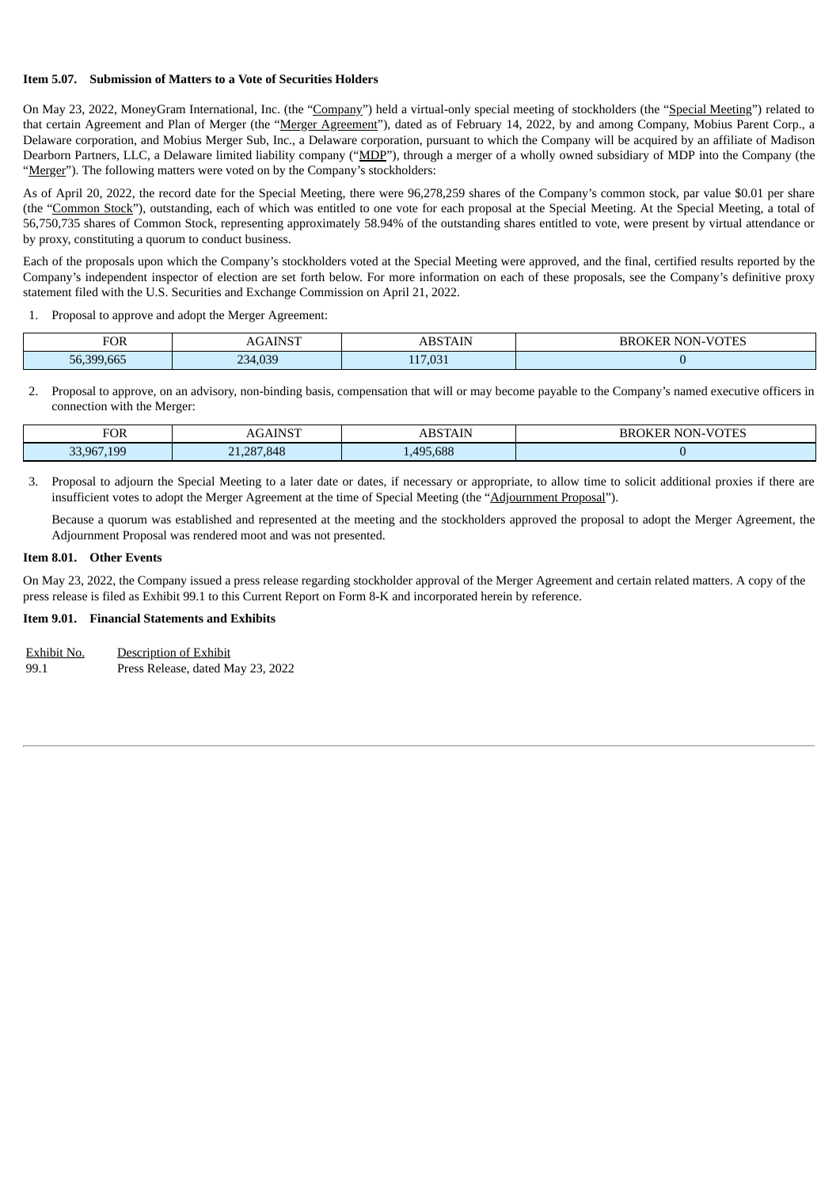**Item 5.07. Submission of Matters to a Vote of Securities Holders**

On May 23, 2022, MoneyGram International, Inc. (the "Company") held a virtual-only special meeting of stockholders (the "Special Meeting") related to that certain Agreement and Plan of Merger (the "Merger Agreement"), dated as of February 14, 2022, by and among Company, Mobius Parent Corp., a Delaware corporation, and Mobius Merger Sub, Inc., a Delaware corporation, pursuant to which the Company will be acquired by an affiliate of Madison Dearborn Partners, LLC, a Delaware limited liability company ("MDP"), through a merger of a wholly owned subsidiary of MDP into the Company (the "Merger"). The following matters were voted on by the Company's stockholders:

As of April 20, 2022, the record date for the Special Meeting, there were 96,278,259 shares of the Company's common stock, par value $0.01 per share (the "Common Stock"), outstanding, each of which was entitled to one vote for each proposal at the Special Meeting. At the Special Meeting, a total of 56,750,735 shares of Common Stock, representing approximately 58.94% of the outstanding shares entitled to vote, were present by virtual attendance or by proxy, constituting a quorum to conduct business.

Each of the proposals upon which the Company's stockholders voted at the Special Meeting were approved, and the final, certified results reported by the Company's independent inspector of election are set forth below. For more information on each of these proposals, see the Company's definitive proxy statement filed with the U.S. Securities and Exchange Commission on April 21, 2022.

1. Proposal to approve and adopt the Merger Agreement:

| FOR | AGAINST | ABSTAIN | BROKER NON-VOTES |
|---|---|---|---|
| 56,399,665 | 234,039 | 117,031 | 0 |

2. Proposal to approve, on an advisory, non-binding basis, compensation that will or may become payable to the Company's named executive officers in connection with the Merger:

| FOR | AGAINST | ABSTAIN | BROKER NON-VOTES |
|---|---|---|---|
| 33,967,199 | 21,287,848 | 1,495,688 | 0 |

3. Proposal to adjourn the Special Meeting to a later date or dates, if necessary or appropriate, to allow time to solicit additional proxies if there are insufficient votes to adopt the Merger Agreement at the time of Special Meeting (the "Adjournment Proposal").

   Because a quorum was established and represented at the meeting and the stockholders approved the proposal to adopt the Merger Agreement, the Adjournment Proposal was rendered moot and was not presented.

**Item 8.01. Other Events**

On May 23, 2022, the Company issued a press release regarding stockholder approval of the Merger Agreement and certain related matters. A copy of the press release is filed as Exhibit 99.1 to this Current Report on Form 8-K and incorporated herein by reference.

**Item 9.01. Financial Statements and Exhibits**

| Exhibit No. | Description of Exhibit |
|---|---|
| 99.1 | Press Release, dated May 23, 2022 |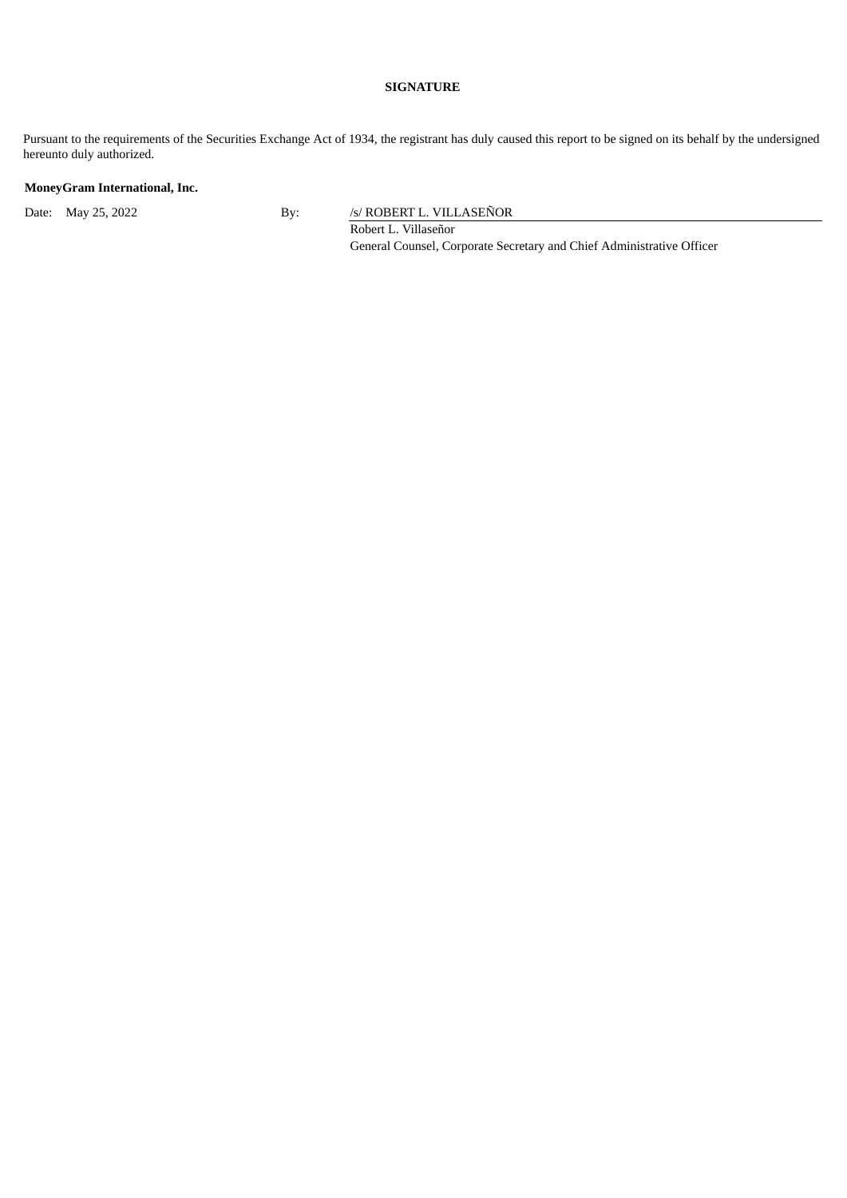**SIGNATURE**

Pursuant to the requirements of the Securities Exchange Act of 1934, the registrant has duly caused this report to be signed on its behalf by the undersigned hereunto duly authorized.

**MoneyGram International, Inc.**

| | | | |
|---|---|---|---|
| Date: | May 25, 2022 | By: | /s/ ROBERT L. VILLASEÑOR |
| | | | Robert L. Villaseñor |
| | | | General Counsel, Corporate Secretary and Chief Administrative Officer |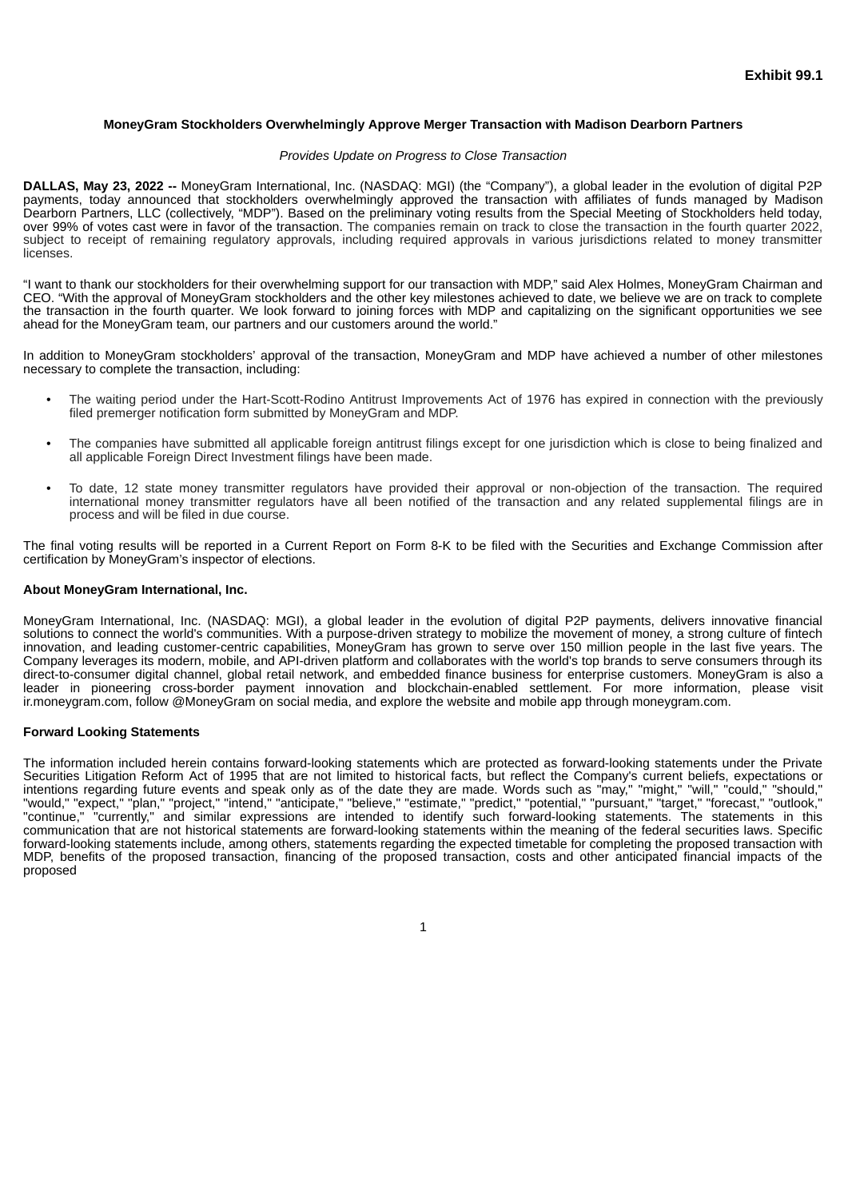**Exhibit 99.1**

**MoneyGram Stockholders Overwhelmingly Approve Merger Transaction with Madison Dearborn Partners**

*Provides Update on Progress to Close Transaction*

**DALLAS, May 23, 2022 --** MoneyGram International, Inc. (NASDAQ: MGI) (the "Company"), a global leader in the evolution of digital P2P payments, today announced that stockholders overwhelmingly approved the transaction with affiliates of funds managed by Madison Dearborn Partners, LLC (collectively, "MDP"). Based on the preliminary voting results from the Special Meeting of Stockholders held today, over 99% of votes cast were in favor of the transaction. The companies remain on track to close the transaction in the fourth quarter 2022, subject to receipt of remaining regulatory approvals, including required approvals in various jurisdictions related to money transmitter licenses.

"I want to thank our stockholders for their overwhelming support for our transaction with MDP," said Alex Holmes, MoneyGram Chairman and CEO. "With the approval of MoneyGram stockholders and the other key milestones achieved to date, we believe we are on track to complete the transaction in the fourth quarter. We look forward to joining forces with MDP and capitalizing on the significant opportunities we see ahead for the MoneyGram team, our partners and our customers around the world."

In addition to MoneyGram stockholders' approval of the transaction, MoneyGram and MDP have achieved a number of other milestones necessary to complete the transaction, including:

- The waiting period under the Hart-Scott-Rodino Antitrust Improvements Act of 1976 has expired in connection with the previously filed premerger notification form submitted by MoneyGram and MDP.
- The companies have submitted all applicable foreign antitrust filings except for one jurisdiction which is close to being finalized and all applicable Foreign Direct Investment filings have been made.
- To date, 12 state money transmitter regulators have provided their approval or non-objection of the transaction. The required international money transmitter regulators have all been notified of the transaction and any related supplemental filings are in process and will be filed in due course.

The final voting results will be reported in a Current Report on Form 8-K to be filed with the Securities and Exchange Commission after certification by MoneyGram's inspector of elections.

**About MoneyGram International, Inc.**

MoneyGram International, Inc. (NASDAQ: MGI), a global leader in the evolution of digital P2P payments, delivers innovative financial solutions to connect the world's communities. With a purpose-driven strategy to mobilize the movement of money, a strong culture of fintech innovation, and leading customer-centric capabilities, MoneyGram has grown to serve over 150 million people in the last five years. The Company leverages its modern, mobile, and API-driven platform and collaborates with the world's top brands to serve consumers through its direct-to-consumer digital channel, global retail network, and embedded finance business for enterprise customers. MoneyGram is also a leader in pioneering cross-border payment innovation and blockchain-enabled settlement. For more information, please visit ir.moneygram.com, follow @MoneyGram on social media, and explore the website and mobile app through moneygram.com.

**Forward Looking Statements**

The information included herein contains forward-looking statements which are protected as forward-looking statements under the Private Securities Litigation Reform Act of 1995 that are not limited to historical facts, but reflect the Company's current beliefs, expectations or intentions regarding future events and speak only as of the date they are made. Words such as "may," "might," "will," "could," "should," "would," "expect," "plan," "project," "intend," "anticipate," "believe," "estimate," "predict," "potential," "pursuant," "target," "forecast," "outlook," "continue," "currently," and similar expressions are intended to identify such forward-looking statements. The statements in this communication that are not historical statements are forward-looking statements within the meaning of the federal securities laws. Specific forward-looking statements include, among others, statements regarding the expected timetable for completing the proposed transaction with MDP, benefits of the proposed transaction, financing of the proposed transaction, costs and other anticipated financial impacts of the proposed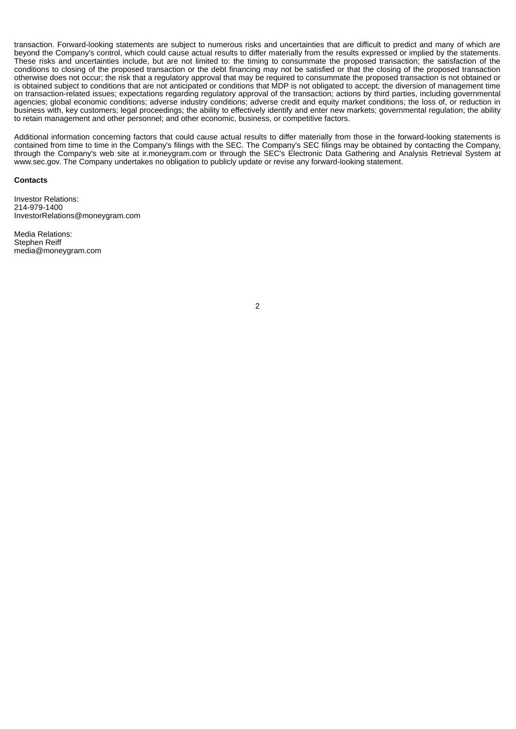transaction. Forward-looking statements are subject to numerous risks and uncertainties that are difficult to predict and many of which are beyond the Company's control, which could cause actual results to differ materially from the results expressed or implied by the statements. These risks and uncertainties include, but are not limited to: the timing to consummate the proposed transaction; the satisfaction of the conditions to closing of the proposed transaction or the debt financing may not be satisfied or that the closing of the proposed transaction otherwise does not occur; the risk that a regulatory approval that may be required to consummate the proposed transaction is not obtained or is obtained subject to conditions that are not anticipated or conditions that MDP is not obligated to accept; the diversion of management time on transaction-related issues; expectations regarding regulatory approval of the transaction; actions by third parties, including governmental agencies; global economic conditions; adverse industry conditions; adverse credit and equity market conditions; the loss of, or reduction in business with, key customers; legal proceedings; the ability to effectively identify and enter new markets; governmental regulation; the ability to retain management and other personnel; and other economic, business, or competitive factors.

Additional information concerning factors that could cause actual results to differ materially from those in the forward-looking statements is contained from time to time in the Company's filings with the SEC. The Company's SEC filings may be obtained by contacting the Company, through the Company's web site at ir.moneygram.com or through the SEC's Electronic Data Gathering and Analysis Retrieval System at www.sec.gov. The Company undertakes no obligation to publicly update or revise any forward-looking statement.

**Contacts**

Investor Relations:
214-979-1400
InvestorRelations@moneygram.com

Media Relations:
Stephen Reiff
media@moneygram.com